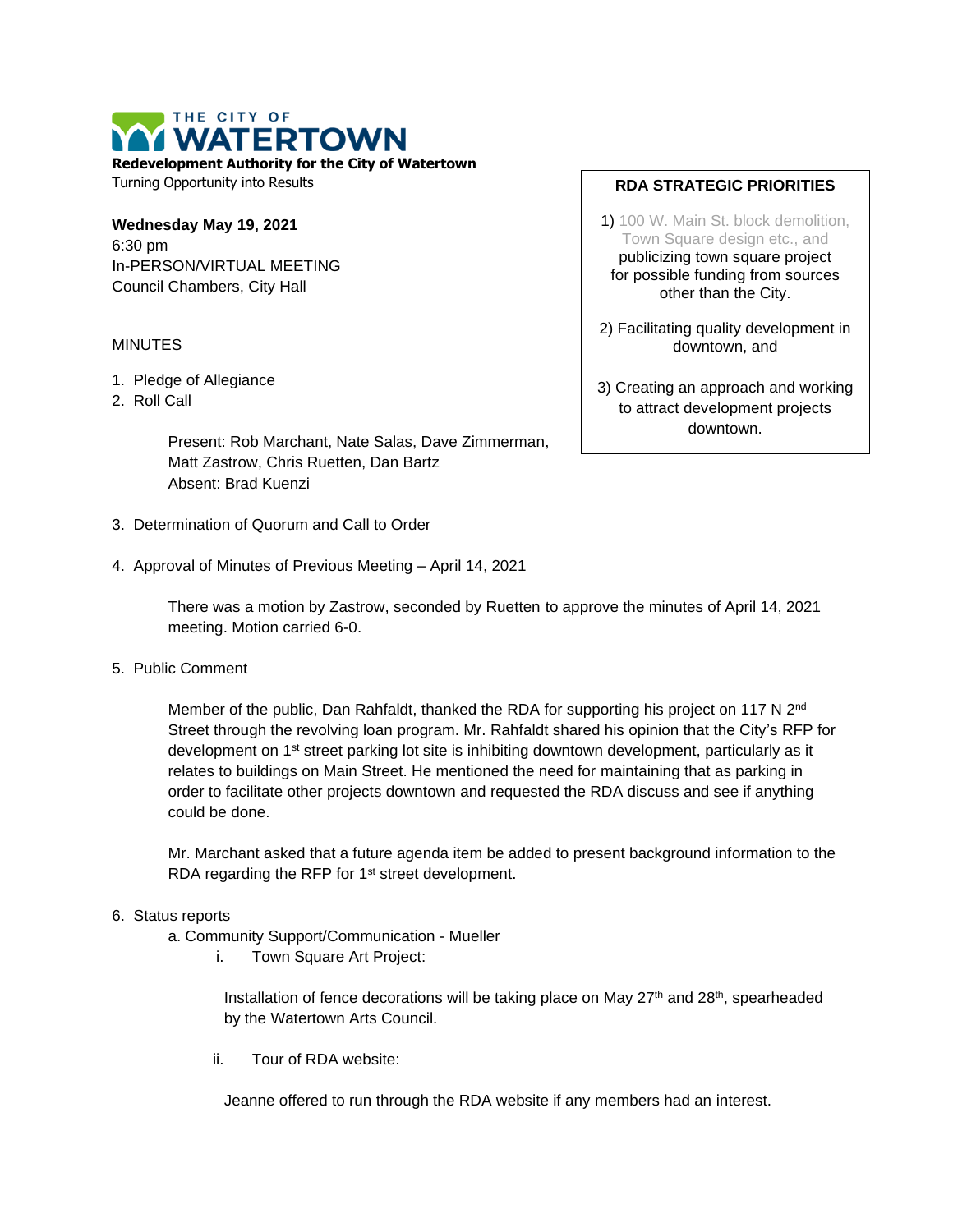**THE CITY OF WATERTOWN**

**Redevelopment Authority for the City of Watertown**
Turning Opportunity into Results

**Wednesday May 19, 2021**
6:30 pm
In-PERSON/VIRTUAL MEETING
Council Chambers, City Hall

**RDA STRATEGIC PRIORITIES**

1) ~~100 W. Main St. block demolition, Town Square design etc., and~~ publicizing town square project for possible funding from sources other than the City.

2) Facilitating quality development in downtown, and

3) Creating an approach and working to attract development projects downtown.

MINUTES

1. Pledge of Allegiance
2. Roll Call

   Present: Rob Marchant, Nate Salas, Dave Zimmerman, Matt Zastrow, Chris Ruetten, Dan Bartz
   Absent: Brad Kuenzi

3. Determination of Quorum and Call to Order

4. Approval of Minutes of Previous Meeting – April 14, 2021

   There was a motion by Zastrow, seconded by Ruetten to approve the minutes of April 14, 2021 meeting. Motion carried 6-0.

5. Public Comment

   Member of the public, Dan Rahfaldt, thanked the RDA for supporting his project on 117 N 2nd Street through the revolving loan program. Mr. Rahfaldt shared his opinion that the City's RFP for development on 1st street parking lot site is inhibiting downtown development, particularly as it relates to buildings on Main Street. He mentioned the need for maintaining that as parking in order to facilitate other projects downtown and requested the RDA discuss and see if anything could be done.

   Mr. Marchant asked that a future agenda item be added to present background information to the RDA regarding the RFP for 1st street development.

6. Status reports
   a. Community Support/Communication - Mueller
      i. Town Square Art Project:

         Installation of fence decorations will be taking place on May 27th and 28th, spearheaded by the Watertown Arts Council.

      ii. Tour of RDA website:

         Jeanne offered to run through the RDA website if any members had an interest.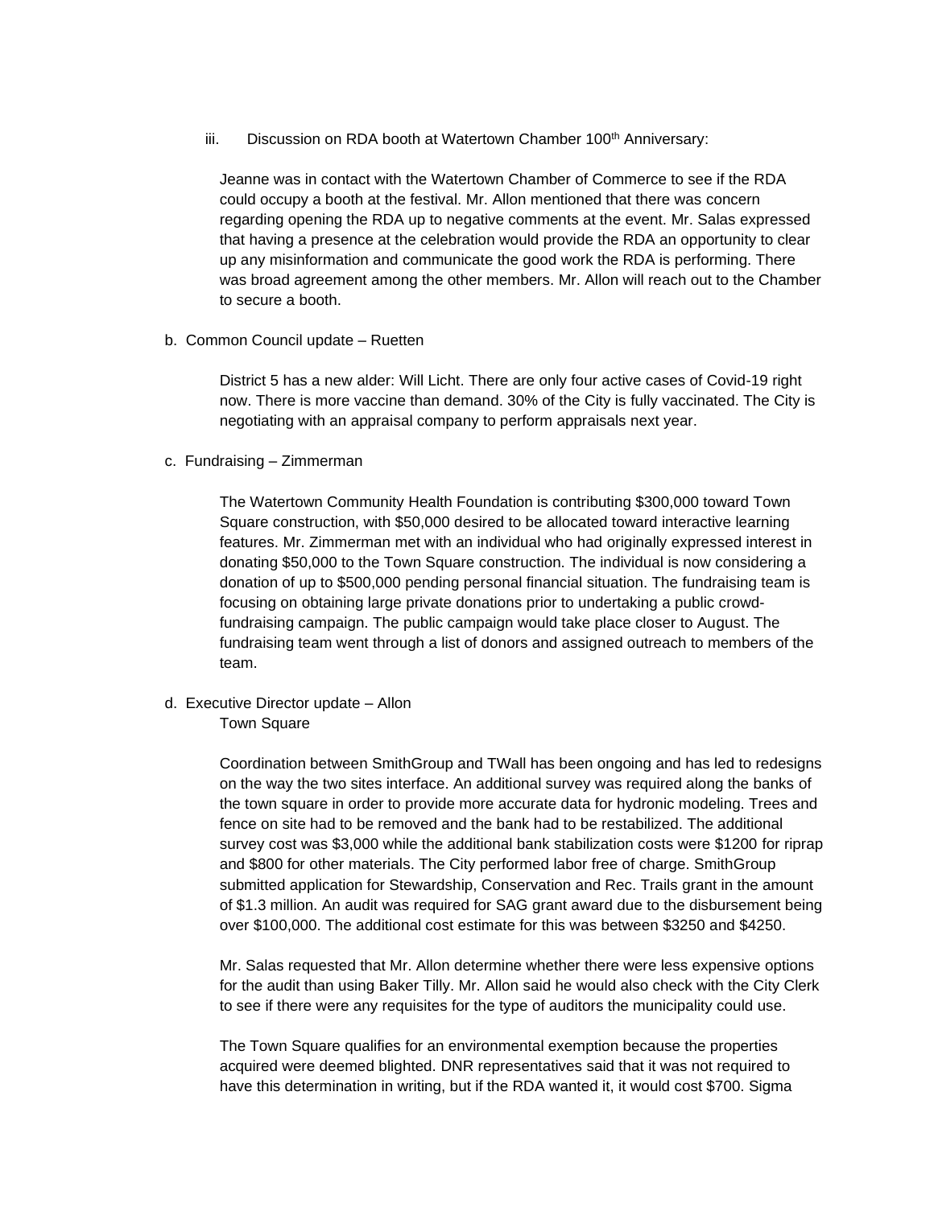iii. Discussion on RDA booth at Watertown Chamber 100th Anniversary:

Jeanne was in contact with the Watertown Chamber of Commerce to see if the RDA could occupy a booth at the festival. Mr. Allon mentioned that there was concern regarding opening the RDA up to negative comments at the event. Mr. Salas expressed that having a presence at the celebration would provide the RDA an opportunity to clear up any misinformation and communicate the good work the RDA is performing. There was broad agreement among the other members. Mr. Allon will reach out to the Chamber to secure a booth.

b. Common Council update – Ruetten

District 5 has a new alder: Will Licht. There are only four active cases of Covid-19 right now. There is more vaccine than demand. 30% of the City is fully vaccinated. The City is negotiating with an appraisal company to perform appraisals next year.

c. Fundraising – Zimmerman

The Watertown Community Health Foundation is contributing $300,000 toward Town Square construction, with $50,000 desired to be allocated toward interactive learning features. Mr. Zimmerman met with an individual who had originally expressed interest in donating $50,000 to the Town Square construction. The individual is now considering a donation of up to $500,000 pending personal financial situation. The fundraising team is focusing on obtaining large private donations prior to undertaking a public crowd-fundraising campaign. The public campaign would take place closer to August. The fundraising team went through a list of donors and assigned outreach to members of the team.

d. Executive Director update – Allon

Town Square

Coordination between SmithGroup and TWall has been ongoing and has led to redesigns on the way the two sites interface. An additional survey was required along the banks of the town square in order to provide more accurate data for hydronic modeling. Trees and fence on site had to be removed and the bank had to be restabilized. The additional survey cost was $3,000 while the additional bank stabilization costs were $1200 for riprap and $800 for other materials. The City performed labor free of charge. SmithGroup submitted application for Stewardship, Conservation and Rec. Trails grant in the amount of $1.3 million. An audit was required for SAG grant award due to the disbursement being over $100,000. The additional cost estimate for this was between $3250 and $4250.

Mr. Salas requested that Mr. Allon determine whether there were less expensive options for the audit than using Baker Tilly. Mr. Allon said he would also check with the City Clerk to see if there were any requisites for the type of auditors the municipality could use.

The Town Square qualifies for an environmental exemption because the properties acquired were deemed blighted. DNR representatives said that it was not required to have this determination in writing, but if the RDA wanted it, it would cost $700. Sigma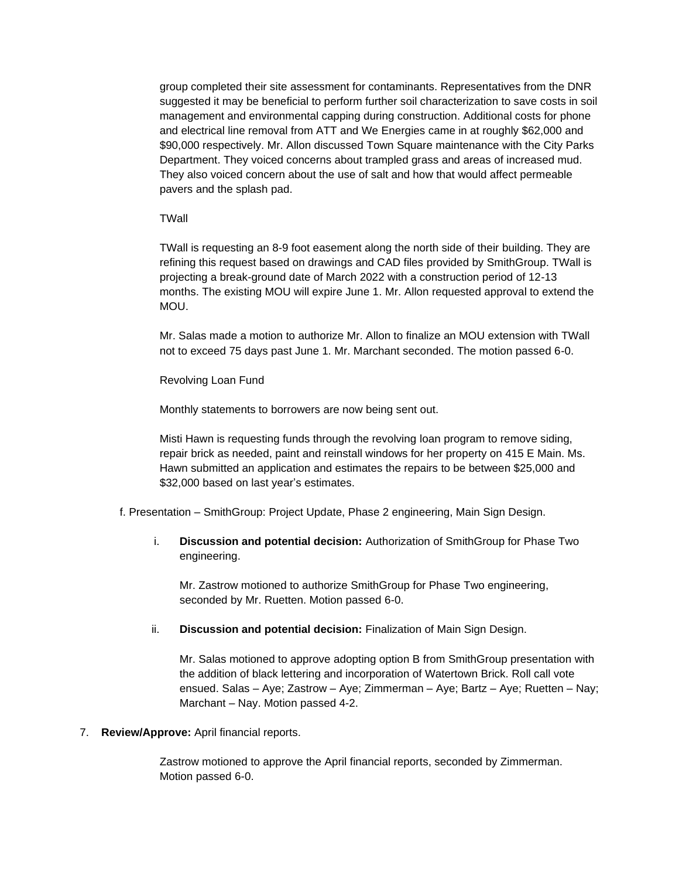group completed their site assessment for contaminants. Representatives from the DNR suggested it may be beneficial to perform further soil characterization to save costs in soil management and environmental capping during construction. Additional costs for phone and electrical line removal from ATT and We Energies came in at roughly $62,000 and $90,000 respectively. Mr. Allon discussed Town Square maintenance with the City Parks Department. They voiced concerns about trampled grass and areas of increased mud. They also voiced concern about the use of salt and how that would affect permeable pavers and the splash pad.

TWall

TWall is requesting an 8-9 foot easement along the north side of their building. They are refining this request based on drawings and CAD files provided by SmithGroup. TWall is projecting a break-ground date of March 2022 with a construction period of 12-13 months. The existing MOU will expire June 1. Mr. Allon requested approval to extend the MOU.

Mr. Salas made a motion to authorize Mr. Allon to finalize an MOU extension with TWall not to exceed 75 days past June 1. Mr. Marchant seconded. The motion passed 6-0.

Revolving Loan Fund

Monthly statements to borrowers are now being sent out.

Misti Hawn is requesting funds through the revolving loan program to remove siding, repair brick as needed, paint and reinstall windows for her property on 415 E Main. Ms. Hawn submitted an application and estimates the repairs to be between $25,000 and $32,000 based on last year's estimates.

f. Presentation – SmithGroup: Project Update, Phase 2 engineering, Main Sign Design.

i. **Discussion and potential decision:** Authorization of SmithGroup for Phase Two engineering.

   Mr. Zastrow motioned to authorize SmithGroup for Phase Two engineering, seconded by Mr. Ruetten. Motion passed 6-0.

ii. **Discussion and potential decision:** Finalization of Main Sign Design.

   Mr. Salas motioned to approve adopting option B from SmithGroup presentation with the addition of black lettering and incorporation of Watertown Brick. Roll call vote ensued. Salas – Aye; Zastrow – Aye; Zimmerman – Aye; Bartz – Aye; Ruetten – Nay; Marchant – Nay. Motion passed 4-2.

7. **Review/Approve:** April financial reports.

   Zastrow motioned to approve the April financial reports, seconded by Zimmerman. Motion passed 6-0.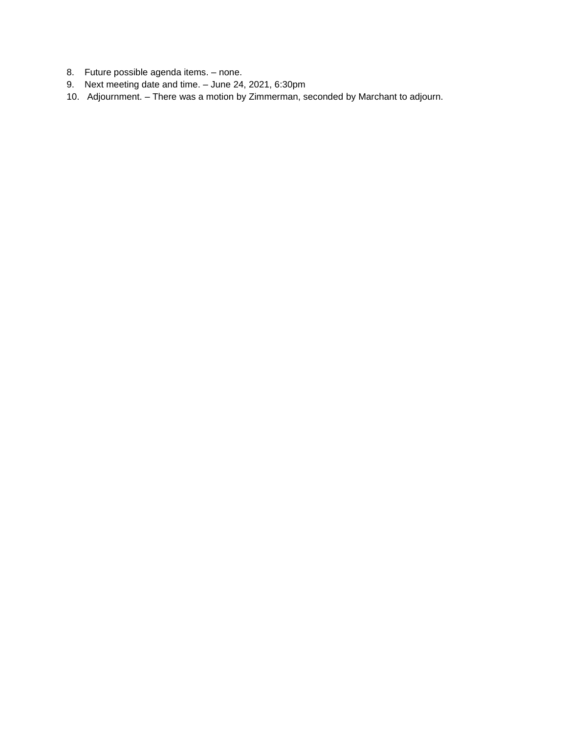8. Future possible agenda items. – none.
9. Next meeting date and time. – June 24, 2021, 6:30pm
10. Adjournment. – There was a motion by Zimmerman, seconded by Marchant to adjourn.